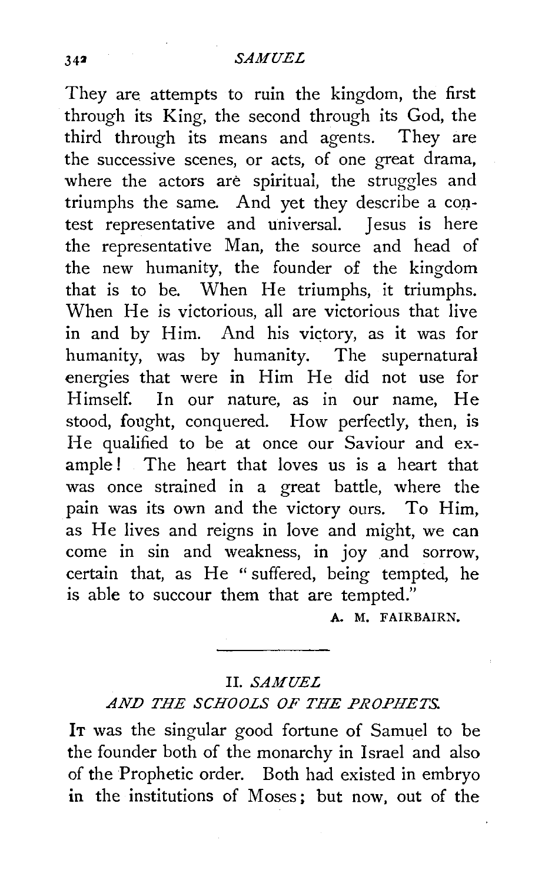They are attempts to ruin the kingdom, the first through its King, the second through its God, the third through its means and agents. They are the successive scenes, or acts, of one great drama, where the actors are spiritual, the struggles and triumphs the same. And yet they describe a contest representative and universal. Jesus is here the representative Man, the source and head of the new humanity, the founder of the kingdom that is to be. When He triumphs, it triumphs. When He is victorious, all are victorious that live in and by Him. And his victory, as it was for humanity, was by humanity. The supernatural energies that were in Him He did not use for Himself. In our nature, as in our name, He stood, fought, conquered. How perfectly, then, is He qualified to be at once our Saviour and example! The heart that loves us is a heart that was once strained in a great battle, where the pain was its own and the victory ours. To Him, as He lives and reigns in love and might, we can come in sin and weakness, in joy and sorrow, certain that, as He "suffered, being tempted, he is able to succour them that are tempted."

A. M. FAIRBAIRN.

---

## II. *SAMUEL AND THE SCHOOLS OF THE PROPHETS.*

IT was the singular good fortune of Samuel to be the founder both of the monarchy in Israel and also of the Prophetic order. Both had existed in embryo in the institutions of Moses; but now, out of the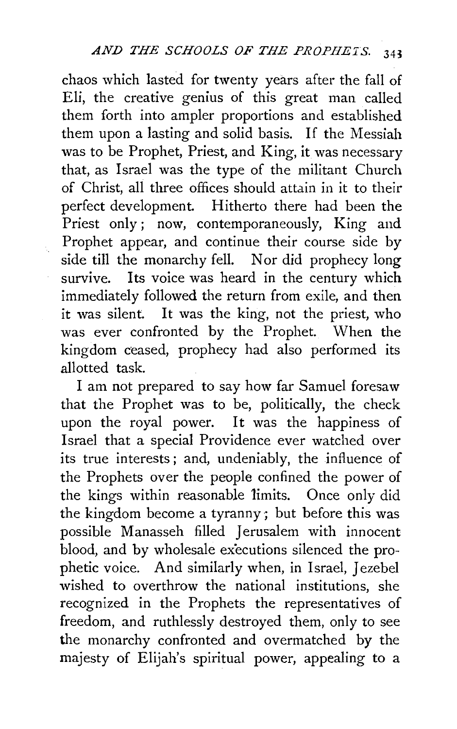chaos which lasted for twenty years after the fall of Eli, the creative genius of this great man called them forth into ampler proportions and established them upon a lasting and solid basis. If the Messiah was to be Prophet, Priest, and King, it was necessary that, as Israel was the type of the militant Church of Christ, all three offices should attain in it to their perfect development. Hitherto there had been the Priest only; now, contemporaneously, King and Prophet appear, and continue their course side by side till the monarchy fell. Nor did prophecy long survive. Its voice was heard in the century which immediately followed the return from exile, and then it was silent. It was the king, not the priest, who was ever confronted by the Prophet. When the kingdom ceased, prophecy had also performed its allotted task.

I am not prepared to say how far Samuel foresaw that the Prophet was to be, politically, the check upon the royal power. It was the happiness of Israel that a special Providence ever watched over its true interests; and, undeniably, the influence of the Prophets over the people confined the power of the kings within reasonable limits. Once only did the kingdom become a tyranny; but before this was possible Manasseh filled Jerusalem with innocent blood, and by wholesale executions silenced the prophetic voice. And similarly when, in Israel, Jezebel wished to overthrow the national institutions, she recognized in the Prophets the representatives of freedom, and ruthlessly destroyed them, only to see the monarchy confronted and overmatched by the majesty of Elijah's spiritual power, appealing to a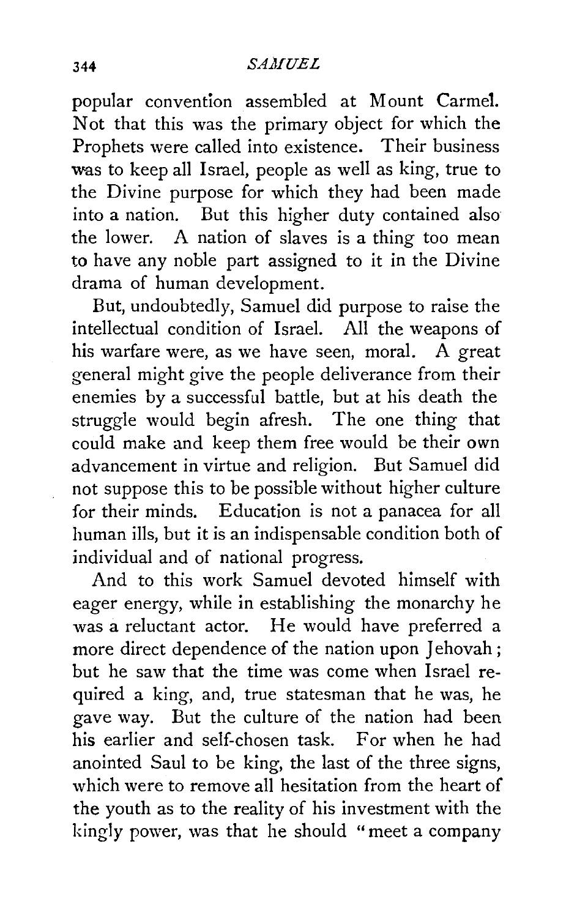popular convention assembled at Mount Carmel. Not that this was the primary object for which the Prophets were called into existence. Their business was to keep all Israel, people as well as king, true to the Divine purpose for which they had been made into a nation. But this higher duty contained also the lower. A nation of slaves is a thing too mean to have any noble part assigned to it in the Divine drama of human development.

But, undoubtedly, Samuel did purpose to raise the intellectual condition of Israel. All the weapons of his warfare were, as we have seen, moral. A great general might give the people deliverance from their enemies by a successful battle, but at his death the struggle would begin afresh. The one thing that could make and keep them free would be their own advancement in virtue and religion. But Samuel did not suppose this to be possible without higher culture for their minds. Education is not a panacea for all human ills, but it is an indispensable condition both of individual and of national progress.

And to this work Samuel devoted himself with eager energy, while in establishing the monarchy he was a reluctant actor. He would have preferred a more direct dependence of the nation upon Jehovah; but he saw that the time was come when Israel required a king, and, true statesman that he was, he gave way. But the culture of the nation had been his earlier and self-chosen task. For when he had anointed Saul to be king, the last of the three signs, which were to remove all hesitation from the heart of the youth as to the reality of his investment with the kingly power, was that he should "meet a company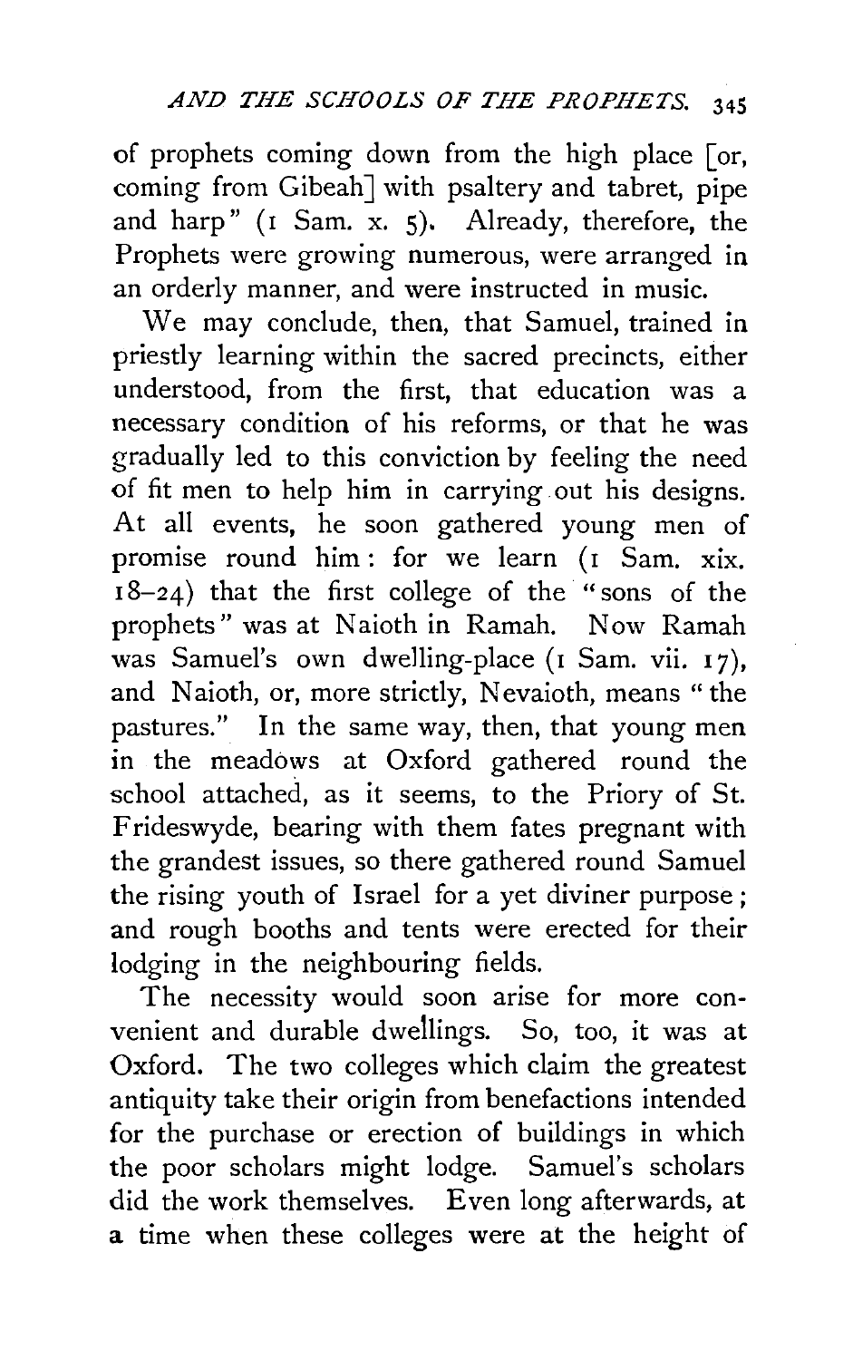of prophets coming down from the high place [or, coming from Gibeah] with psaltery and tabret, pipe and harp" (1 Sam. x. 5). Already, therefore, the Prophets were growing numerous, were arranged in an orderly manner, and were instructed in music.

We may conclude, then, that Samuel, trained in priestly learning within the sacred precincts, either understood, from the first, that education was a necessary condition of his reforms, or that he was gradually led to this conviction by feeling the need of fit men to help him in carrying out his designs. At all events, he soon gathered young men of promise round him: for we learn (1 Sam. xix. 18–24) that the first college of the "sons of the prophets" was at Naioth in Ramah. Now Ramah was Samuel's own dwelling-place (1 Sam. vii. 17), and Naioth, or, more strictly, Nevaioth, means "the pastures." In the same way, then, that young men in the meadows at Oxford gathered round the school attached, as it seems, to the Priory of St. Frideswyde, bearing with them fates pregnant with the grandest issues, so there gathered round Samuel the rising youth of Israel for a yet diviner purpose; and rough booths and tents were erected for their lodging in the neighbouring fields.

The necessity would soon arise for more convenient and durable dwellings. So, too, it was at Oxford. The two colleges which claim the greatest antiquity take their origin from benefactions intended for the purchase or erection of buildings in which the poor scholars might lodge. Samuel's scholars did the work themselves. Even long afterwards, at a time when these colleges were at the height of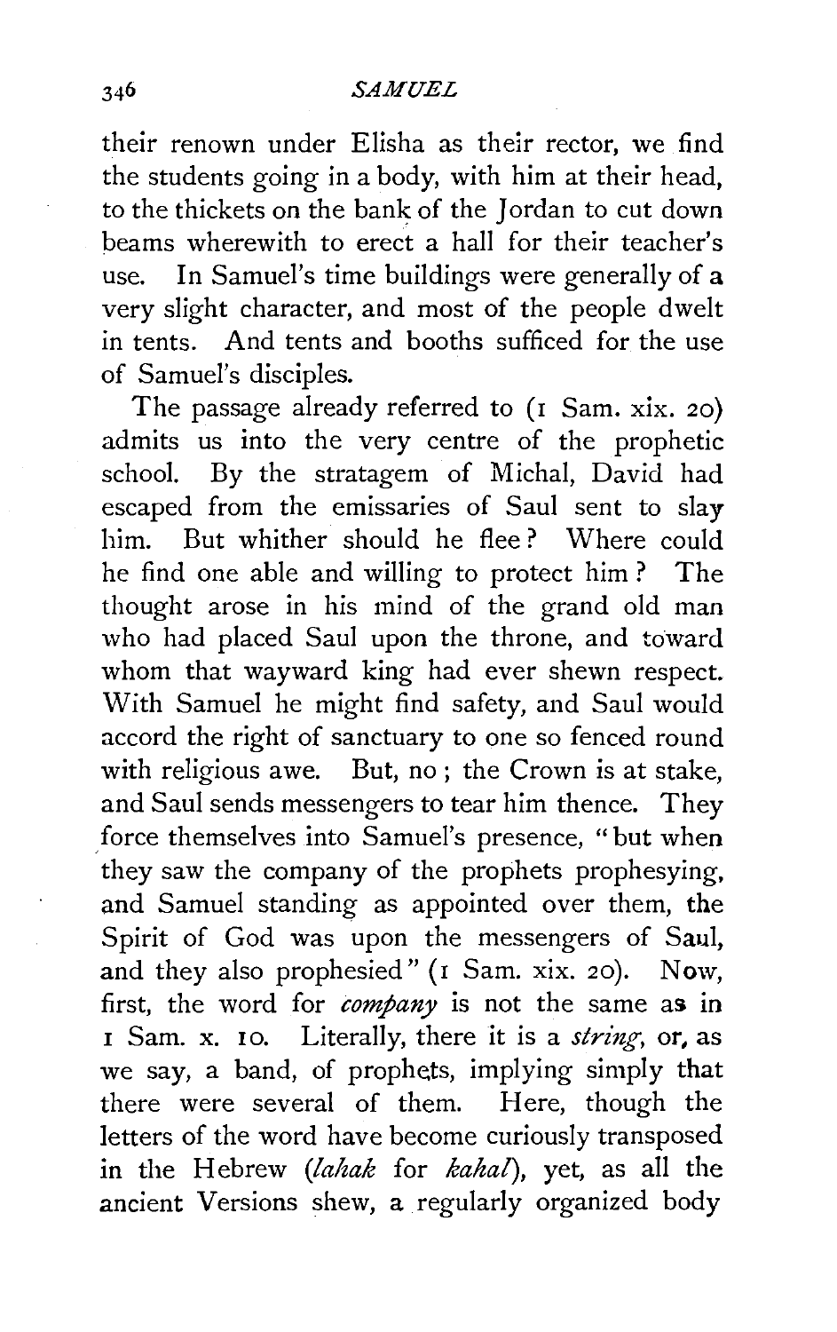their renown under Elisha as their rector, we find the students going in a body, with him at their head, to the thickets on the bank of the Jordan to cut down beams wherewith to erect a hall for their teacher's use. In Samuel's time buildings were generally of a very slight character, and most of the people dwelt in tents. And tents and booths sufficed for the use of Samuel's disciples.

The passage already referred to (1 Sam. xix. 20) admits us into the very centre of the prophetic school. By the stratagem of Michal, David had escaped from the emissaries of Saul sent to slay him. But whither should he flee? Where could he find one able and willing to protect him? The thought arose in his mind of the grand old man who had placed Saul upon the throne, and toward whom that wayward king had ever shewn respect. With Samuel he might find safety, and Saul would accord the right of sanctuary to one so fenced round with religious awe. But, no; the Crown is at stake, and Saul sends messengers to tear him thence. They force themselves into Samuel's presence, "but when they saw the company of the prophets prophesying, and Samuel standing as appointed over them, the Spirit of God was upon the messengers of Saul, and they also prophesied" (1 Sam. xix. 20). Now, first, the word for *company* is not the same as in 1 Sam. x. 10. Literally, there it is a *string*, or, as we say, a band, of prophets, implying simply that there were several of them. Here, though the letters of the word have become curiously transposed in the Hebrew (*lahak* for *kahal*), yet, as all the ancient Versions shew, a regularly organized body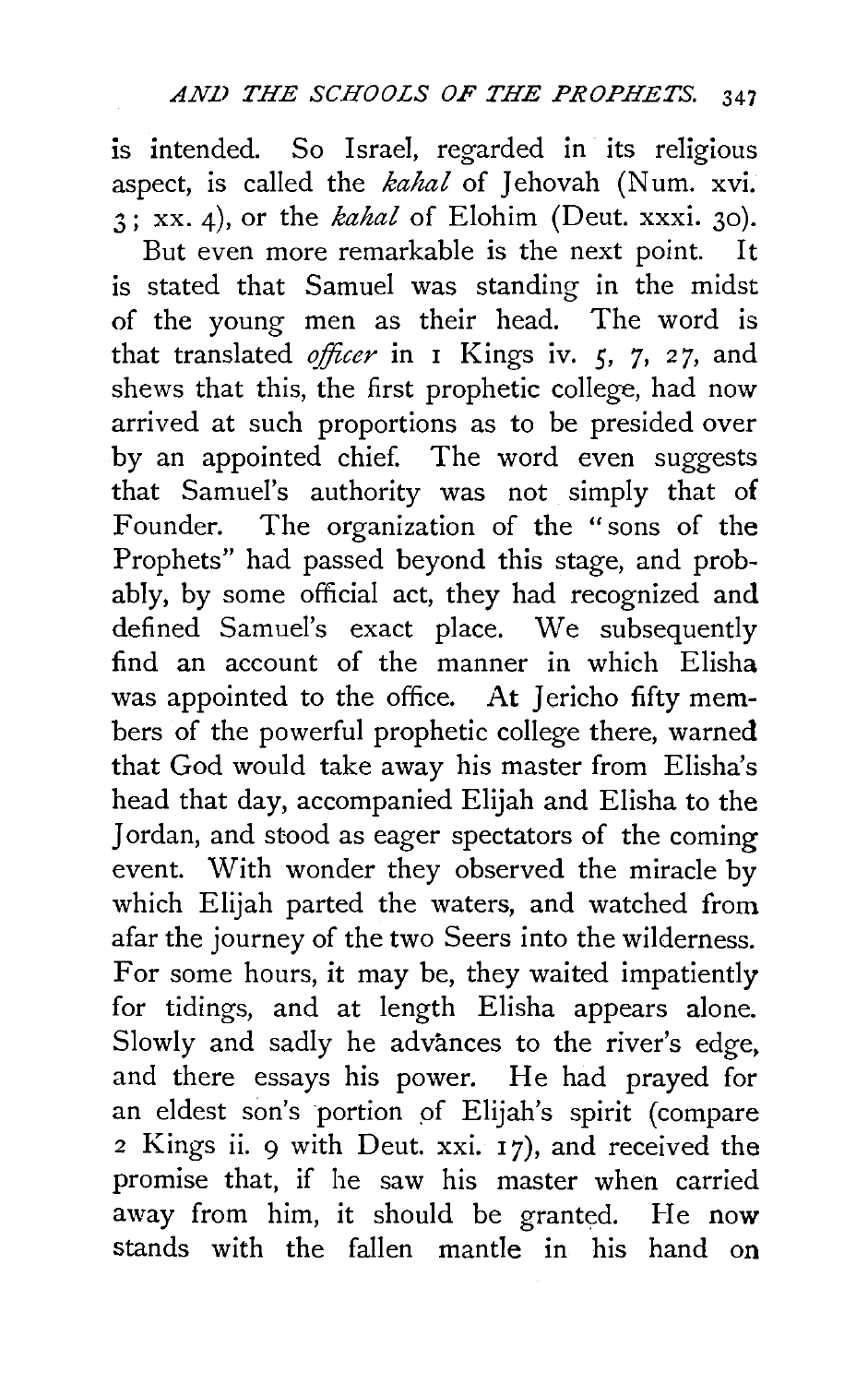is intended. So Israel, regarded in its religious aspect, is called the *kahal* of Jehovah (Num. xvi. 3; xx. 4), or the *kahal* of Elohim (Deut. xxxi. 30).

But even more remarkable is the next point. It is stated that Samuel was standing in the midst of the young men as their head. The word is that translated *officer* in 1 Kings iv. 5, 7, 27, and shews that this, the first prophetic college, had now arrived at such proportions as to be presided over by an appointed chief. The word even suggests that Samuel's authority was not simply that of Founder. The organization of the "sons of the Prophets" had passed beyond this stage, and probably, by some official act, they had recognized and defined Samuel's exact place. We subsequently find an account of the manner in which Elisha was appointed to the office. At Jericho fifty members of the powerful prophetic college there, warned that God would take away his master from Elisha's head that day, accompanied Elijah and Elisha to the Jordan, and stood as eager spectators of the coming event. With wonder they observed the miracle by which Elijah parted the waters, and watched from afar the journey of the two Seers into the wilderness. For some hours, it may be, they waited impatiently for tidings, and at length Elisha appears alone. Slowly and sadly he advances to the river's edge, and there essays his power. He had prayed for an eldest son's portion of Elijah's spirit (compare 2 Kings ii. 9 with Deut. xxi. 17), and received the promise that, if he saw his master when carried away from him, it should be granted. He now stands with the fallen mantle in his hand on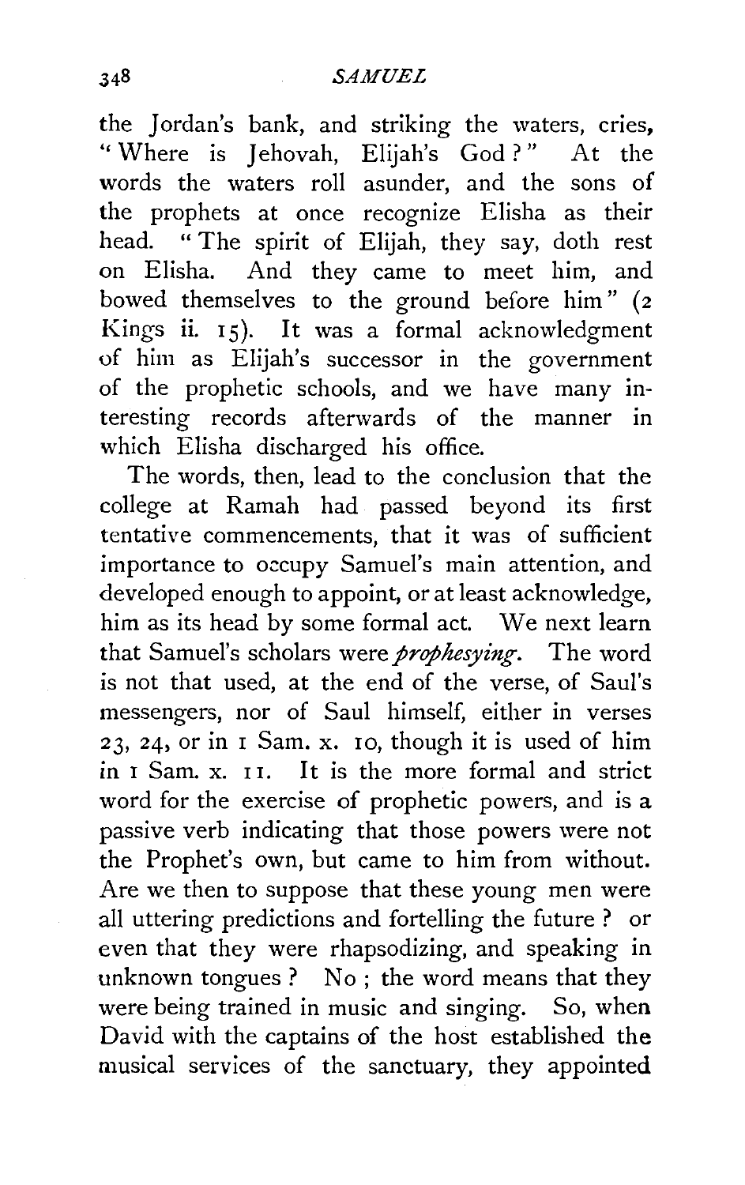the Jordan's bank, and striking the waters, cries, "Where is Jehovah, Elijah's God?" At the words the waters roll asunder, and the sons of the prophets at once recognize Elisha as their head. "The spirit of Elijah, they say, doth rest on Elisha. And they came to meet him, and bowed themselves to the ground before him" (2 Kings ii. 15). It was a formal acknowledgment of him as Elijah's successor in the government of the prophetic schools, and we have many interesting records afterwards of the manner in which Elisha discharged his office.

The words, then, lead to the conclusion that the college at Ramah had passed beyond its first tentative commencements, that it was of sufficient importance to occupy Samuel's main attention, and developed enough to appoint, or at least acknowledge, him as its head by some formal act. We next learn that Samuel's scholars were *prophesying*. The word is not that used, at the end of the verse, of Saul's messengers, nor of Saul himself, either in verses 23, 24, or in 1 Sam. x. 10, though it is used of him in 1 Sam. x. 11. It is the more formal and strict word for the exercise of prophetic powers, and is a passive verb indicating that those powers were not the Prophet's own, but came to him from without. Are we then to suppose that these young men were all uttering predictions and fortelling the future? or even that they were rhapsodizing, and speaking in unknown tongues? No; the word means that they were being trained in music and singing. So, when David with the captains of the host established the musical services of the sanctuary, they appointed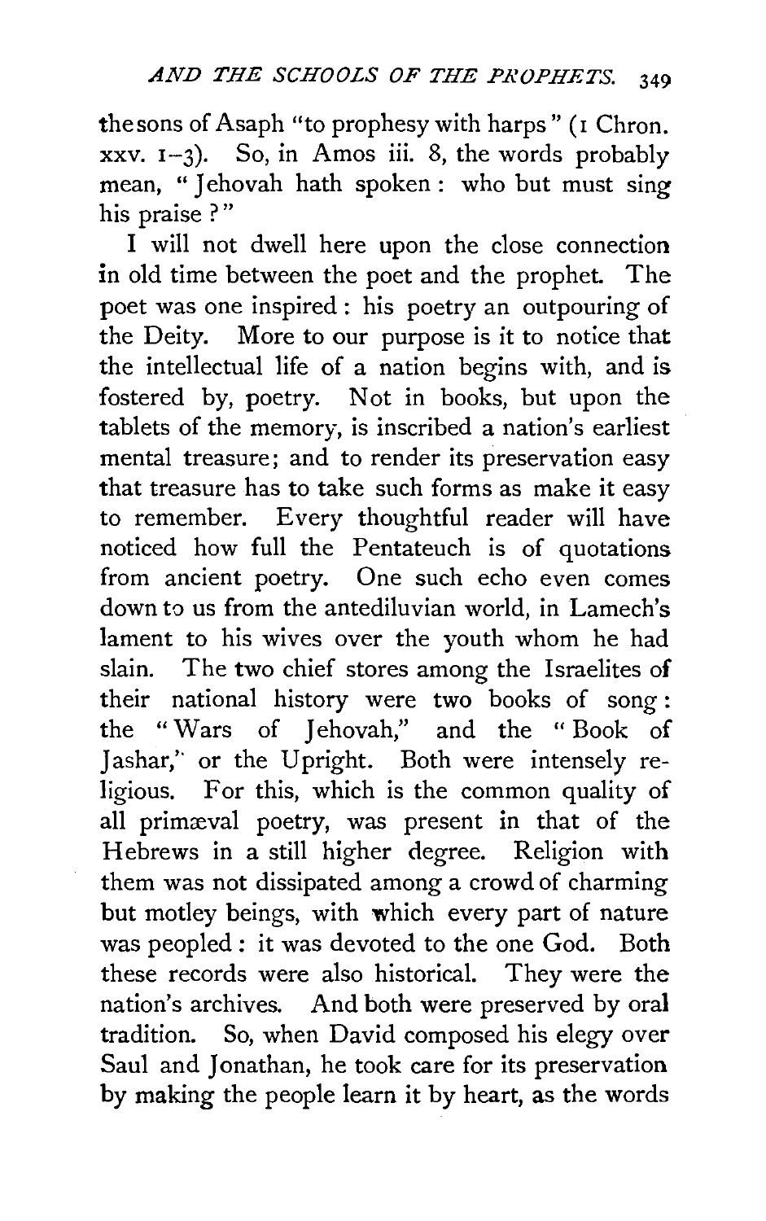the sons of Asaph "to prophesy with harps" (1 Chron. xxv. 1–3). So, in Amos iii. 8, the words probably mean, "Jehovah hath spoken: who but must sing his praise?"

I will not dwell here upon the close connection in old time between the poet and the prophet. The poet was one inspired: his poetry an outpouring of the Deity. More to our purpose is it to notice that the intellectual life of a nation begins with, and is fostered by, poetry. Not in books, but upon the tablets of the memory, is inscribed a nation's earliest mental treasure; and to render its preservation easy that treasure has to take such forms as make it easy to remember. Every thoughtful reader will have noticed how full the Pentateuch is of quotations from ancient poetry. One such echo even comes down to us from the antediluvian world, in Lamech's lament to his wives over the youth whom he had slain. The two chief stores among the Israelites of their national history were two books of song: the "Wars of Jehovah," and the "Book of Jashar," or the Upright. Both were intensely religious. For this, which is the common quality of all primæval poetry, was present in that of the Hebrews in a still higher degree. Religion with them was not dissipated among a crowd of charming but motley beings, with which every part of nature was peopled: it was devoted to the one God. Both these records were also historical. They were the nation's archives. And both were preserved by oral tradition. So, when David composed his elegy over Saul and Jonathan, he took care for its preservation by making the people learn it by heart, as the words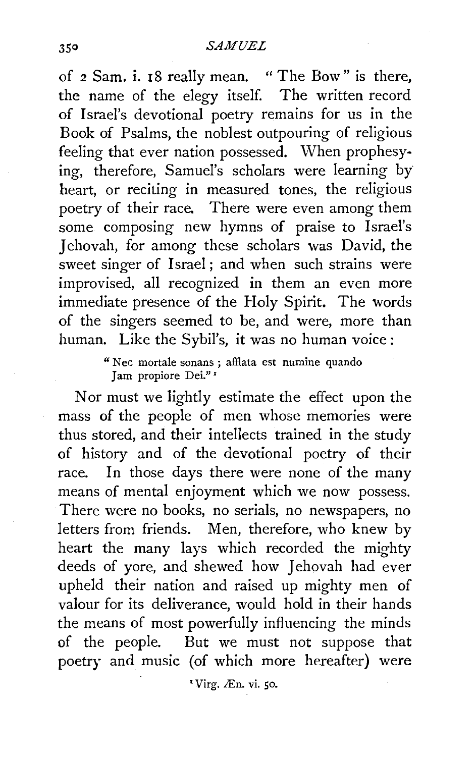of 2 Sam. i. 18 really mean. "The Bow" is there, the name of the elegy itself. The written record of Israel's devotional poetry remains for us in the Book of Psalms, the noblest outpouring of religious feeling that ever nation possessed. When prophesying, therefore, Samuel's scholars were learning by heart, or reciting in measured tones, the religious poetry of their race. There were even among them some composing new hymns of praise to Israel's Jehovah, for among these scholars was David, the sweet singer of Israel; and when such strains were improvised, all recognized in them an even more immediate presence of the Holy Spirit. The words of the singers seemed to be, and were, more than human. Like the Sybil's, it was no human voice:

> "Nec mortale sonans; afflata est numine quando
> Jam propiore Dei." [1]

Nor must we lightly estimate the effect upon the mass of the people of men whose memories were thus stored, and their intellects trained in the study of history and of the devotional poetry of their race. In those days there were none of the many means of mental enjoyment which we now possess. There were no books, no serials, no newspapers, no letters from friends. Men, therefore, who knew by heart the many lays which recorded the mighty deeds of yore, and shewed how Jehovah had ever upheld their nation and raised up mighty men of valour for its deliverance, would hold in their hands the means of most powerfully influencing the minds of the people. But we must not suppose that poetry and music (of which more hereafter) were

[1] Virg. Æn. vi. 50.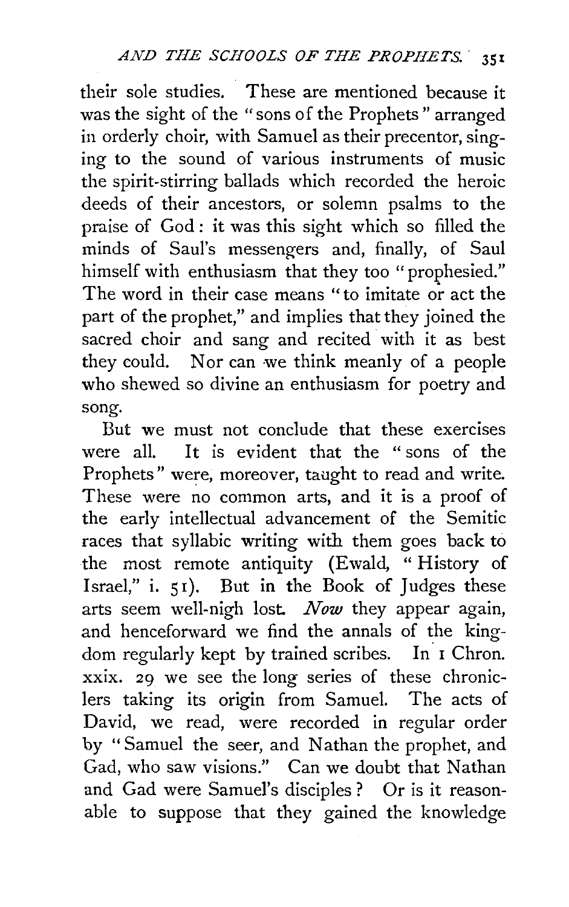their sole studies. These are mentioned because it was the sight of the "sons of the Prophets" arranged in orderly choir, with Samuel as their precentor, singing to the sound of various instruments of music the spirit-stirring ballads which recorded the heroic deeds of their ancestors, or solemn psalms to the praise of God: it was this sight which so filled the minds of Saul's messengers and, finally, of Saul himself with enthusiasm that they too "prophesied." The word in their case means "to imitate or act the part of the prophet," and implies that they joined the sacred choir and sang and recited with it as best they could. Nor can we think meanly of a people who shewed so divine an enthusiasm for poetry and song.

But we must not conclude that these exercises were all. It is evident that the "sons of the Prophets" were, moreover, taught to read and write. These were no common arts, and it is a proof of the early intellectual advancement of the Semitic races that syllabic writing with them goes back to the most remote antiquity (Ewald, "History of Israel," i. 51). But in the Book of Judges these arts seem well-nigh lost. *Now* they appear again, and henceforward we find the annals of the kingdom regularly kept by trained scribes. In 1 Chron. xxix. 29 we see the long series of these chroniclers taking its origin from Samuel. The acts of David, we read, were recorded in regular order by "Samuel the seer, and Nathan the prophet, and Gad, who saw visions." Can we doubt that Nathan and Gad were Samuel's disciples? Or is it reasonable to suppose that they gained the knowledge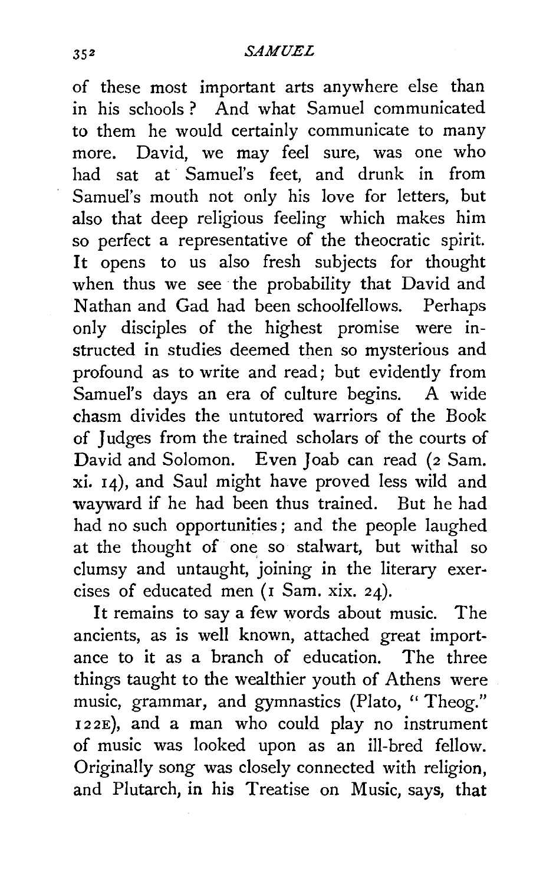of these most important arts anywhere else than in his schools? And what Samuel communicated to them he would certainly communicate to many more. David, we may feel sure, was one who had sat at Samuel's feet, and drunk in from Samuel's mouth not only his love for letters, but also that deep religious feeling which makes him so perfect a representative of the theocratic spirit. It opens to us also fresh subjects for thought when thus we see the probability that David and Nathan and Gad had been schoolfellows. Perhaps only disciples of the highest promise were instructed in studies deemed then so mysterious and profound as to write and read; but evidently from Samuel's days an era of culture begins. A wide chasm divides the untutored warriors of the Book of Judges from the trained scholars of the courts of David and Solomon. Even Joab can read (2 Sam. xi. 14), and Saul might have proved less wild and wayward if he had been thus trained. But he had had no such opportunities; and the people laughed at the thought of one so stalwart, but withal so clumsy and untaught, joining in the literary exercises of educated men (1 Sam. xix. 24).

It remains to say a few words about music. The ancients, as is well known, attached great importance to it as a branch of education. The three things taught to the wealthier youth of Athens were music, grammar, and gymnastics (Plato, "Theog." 122E), and a man who could play no instrument of music was looked upon as an ill-bred fellow. Originally song was closely connected with religion, and Plutarch, in his Treatise on Music, says, that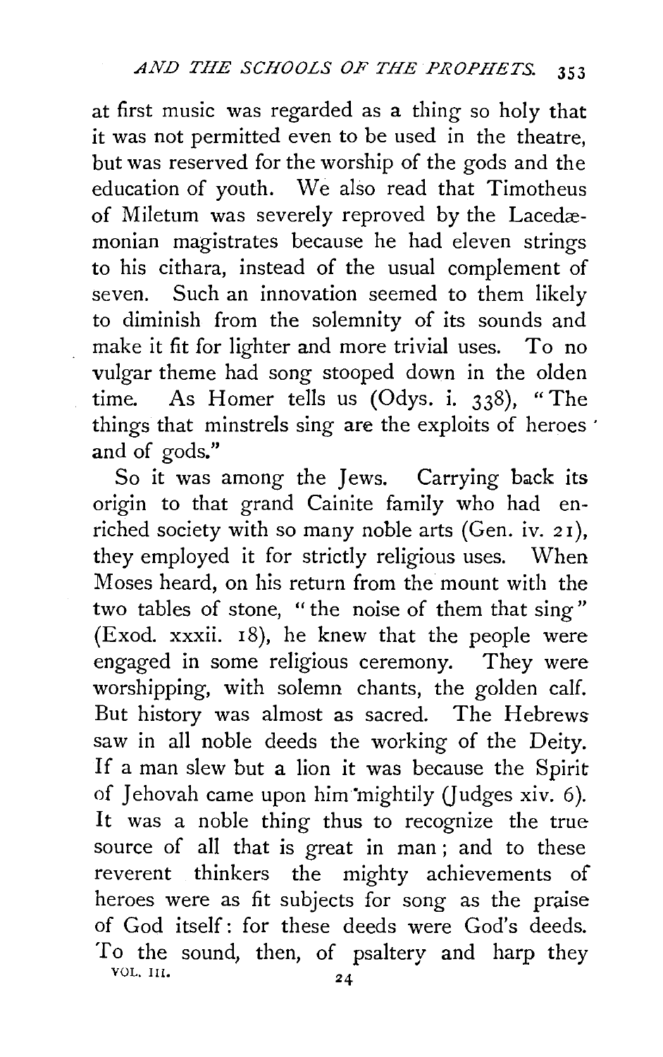at first music was regarded as a thing so holy that it was not permitted even to be used in the theatre, but was reserved for the worship of the gods and the education of youth. We also read that Timotheus of Miletum was severely reproved by the Lacedæmonian magistrates because he had eleven strings to his cithara, instead of the usual complement of seven. Such an innovation seemed to them likely to diminish from the solemnity of its sounds and make it fit for lighter and more trivial uses. To no vulgar theme had song stooped down in the olden time. As Homer tells us (Odys. i. 338), "The things that minstrels sing are the exploits of heroes and of gods."

So it was among the Jews. Carrying back its origin to that grand Cainite family who had enriched society with so many noble arts (Gen. iv. 21), they employed it for strictly religious uses. When Moses heard, on his return from the mount with the two tables of stone, "the noise of them that sing" (Exod. xxxii. 18), he knew that the people were engaged in some religious ceremony. They were worshipping, with solemn chants, the golden calf. But history was almost as sacred. The Hebrews saw in all noble deeds the working of the Deity. If a man slew but a lion it was because the Spirit of Jehovah came upon him mightily (Judges xiv. 6). It was a noble thing thus to recognize the true source of all that is great in man; and to these reverent thinkers the mighty achievements of heroes were as fit subjects for song as the praise of God itself: for these deeds were God's deeds. To the sound, then, of psaltery and harp they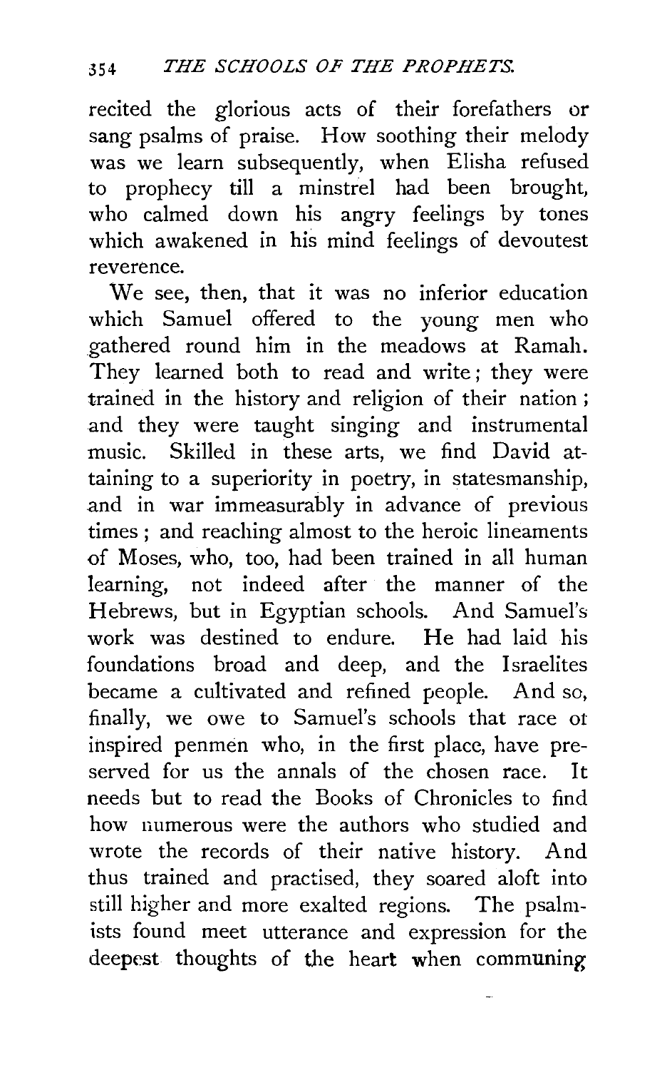recited the glorious acts of their forefathers or sang psalms of praise. How soothing their melody was we learn subsequently, when Elisha refused to prophecy till a minstrel had been brought, who calmed down his angry feelings by tones which awakened in his mind feelings of devoutest reverence.

We see, then, that it was no inferior education which Samuel offered to the young men who gathered round him in the meadows at Ramah. They learned both to read and write; they were trained in the history and religion of their nation; and they were taught singing and instrumental music. Skilled in these arts, we find David attaining to a superiority in poetry, in statesmanship, and in war immeasurably in advance of previous times; and reaching almost to the heroic lineaments of Moses, who, too, had been trained in all human learning, not indeed after the manner of the Hebrews, but in Egyptian schools. And Samuel's work was destined to endure. He had laid his foundations broad and deep, and the Israelites became a cultivated and refined people. And so, finally, we owe to Samuel's schools that race of inspired penmen who, in the first place, have preserved for us the annals of the chosen race. It needs but to read the Books of Chronicles to find how numerous were the authors who studied and wrote the records of their native history. And thus trained and practised, they soared aloft into still higher and more exalted regions. The psalmists found meet utterance and expression for the deepest thoughts of the heart when communing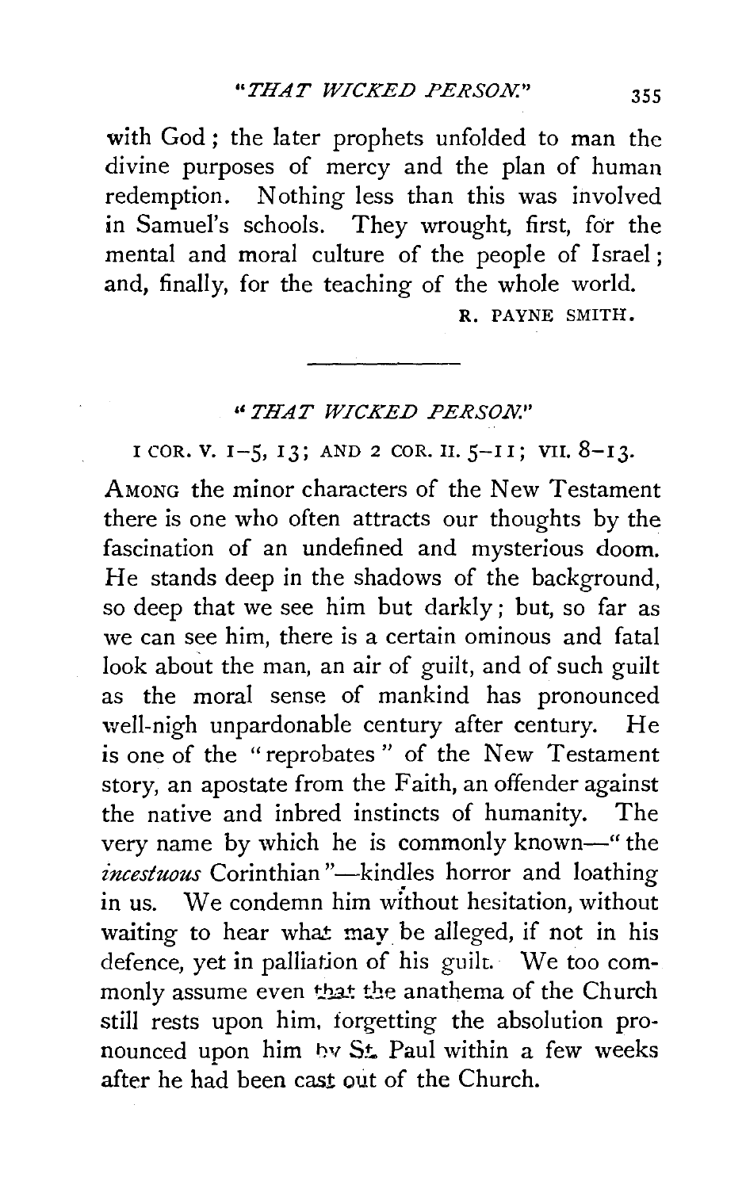with God; the later prophets unfolded to man the divine purposes of mercy and the plan of human redemption. Nothing less than this was involved in Samuel's schools. They wrought, first, for the mental and moral culture of the people of Israel; and, finally, for the teaching of the whole world.

R. PAYNE SMITH.

---

## "*THAT WICKED PERSON.*"

I COR. V. 1–5, 13; AND 2 COR. II. 5–11; VII. 8–13.

AMONG the minor characters of the New Testament there is one who often attracts our thoughts by the fascination of an undefined and mysterious doom. He stands deep in the shadows of the background, so deep that we see him but darkly; but, so far as we can see him, there is a certain ominous and fatal look about the man, an air of guilt, and of such guilt as the moral sense of mankind has pronounced well-nigh unpardonable century after century. He is one of the "reprobates" of the New Testament story, an apostate from the Faith, an offender against the native and inbred instincts of humanity. The very name by which he is commonly known—"the *incestuous* Corinthian"—kindles horror and loathing in us. We condemn him without hesitation, without waiting to hear what may be alleged, if not in his defence, yet in palliation of his guilt. We too commonly assume even that the anathema of the Church still rests upon him, forgetting the absolution pronounced upon him by St. Paul within a few weeks after he had been cast out of the Church.